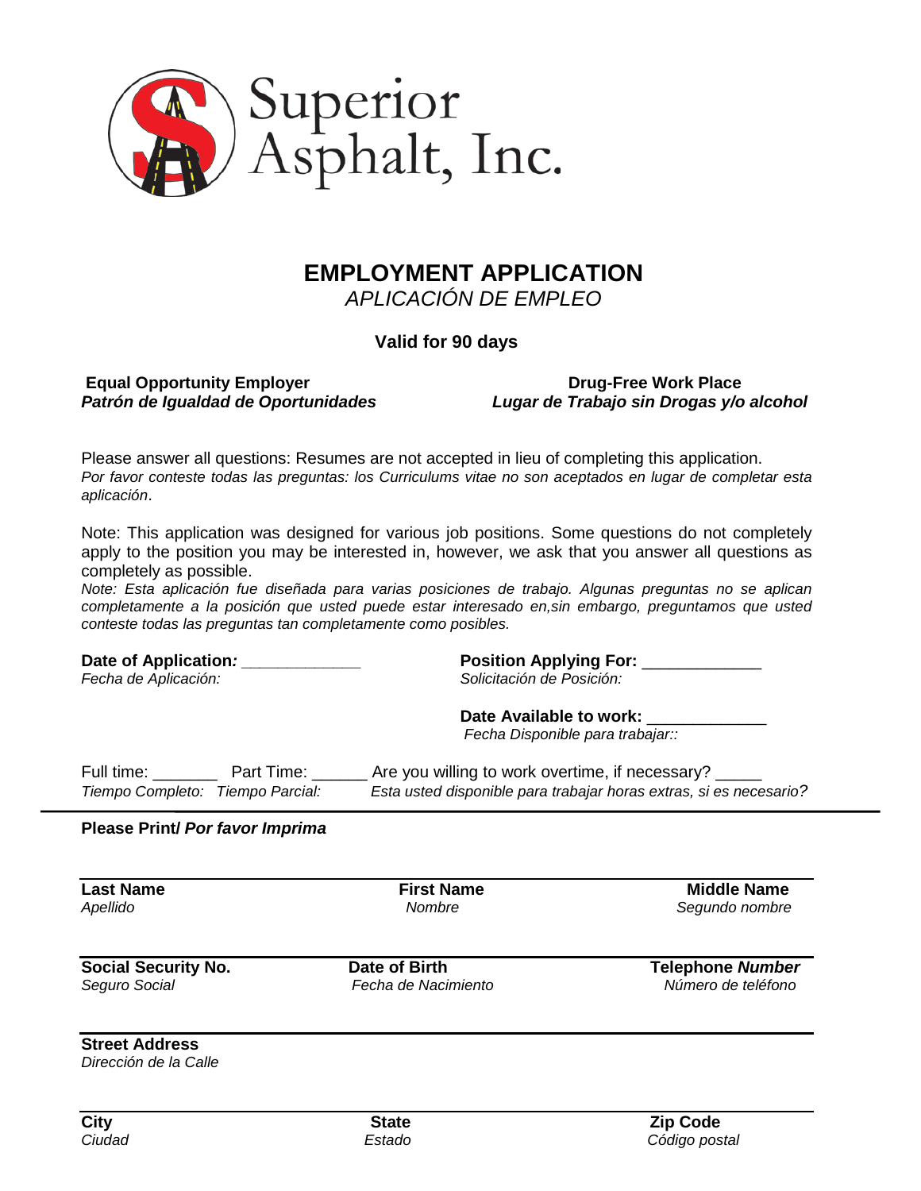Superior Asphalt, Inc.

# EMPLOYMENT APPLICATION

*APLICACIÓN DE EMPLEO*

**Valid for 90 days**

**Equal Opportunity Employer**
***Patrón de Igualdad de Oportunidades***

**Drug-Free Work Place**
***Lugar de Trabajo sin Drogas y/o alcohol***

Please answer all questions: Resumes are not accepted in lieu of completing this application.
*Por favor conteste todas las preguntas: los Curriculums vitae no son aceptados en lugar de completar esta aplicación*.

Note: This application was designed for various job positions. Some questions do not completely apply to the position you may be interested in, however, we ask that you answer all questions as completely as possible.
*Note: Esta aplicación fue diseñada para varias posiciones de trabajo. Algunas preguntas no se aplican completamente a la posición que usted puede estar interesado en,sin embargo, preguntamos que usted conteste todas las preguntas tan completamente como posibles.*

**Date of Application*:*** _____________
*Fecha de Aplicación:*

**Position Applying For:** _____________
*Solicitación de Posición:*

**Date Available to work:** _____________
*Fecha Disponible para trabajar::*

Full time: _______ Part Time: ______ Are you willing to work overtime, if necessary? _____
*Tiempo Completo: Tiempo Parcial: Esta usted disponible para trabajar horas extras, si es necesario?*

**Please Print/ *Por favor Imprima***

| **Last Name** *Apellido* | **First Name** *Nombre* | **Middle Name** *Segundo nombre* |
|---|---|---|
| **Social Security No.** *Seguro Social* | **Date of Birth** *Fecha de Nacimiento* | **Telephone *Number*** *Número de teléfono* |
| **Street Address** *Dirección de la Calle* | | |
| **City** *Ciudad* | **State** *Estado* | **Zip Code** *Código postal* |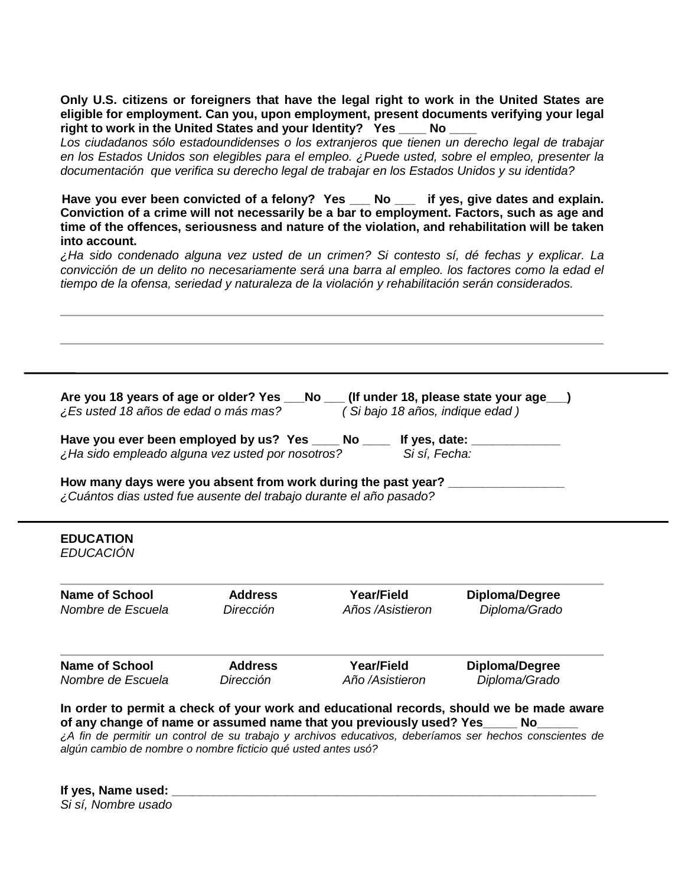**Only U.S. citizens or foreigners that have the legal right to work in the United States are eligible for employment. Can you, upon employment, present documents verifying your legal right to work in the United States and your Identity? Yes ____ No ____**

*Los ciudadanos sólo estadoundidenses o los extranjeros que tienen un derecho legal de trabajar en los Estados Unidos son elegibles para el empleo. ¿Puede usted, sobre el empleo, presenter la documentación que verifica su derecho legal de trabajar en los Estados Unidos y su identida?*

**Have you ever been convicted of a felony? Yes ___ No ___ if yes, give dates and explain. Conviction of a crime will not necessarily be a bar to employment. Factors, such as age and time of the offences, seriousness and nature of the violation, and rehabilitation will be taken into account.**

*¿Ha sido condenado alguna vez usted de un crimen? Si contesto sí, dé fechas y explicar. La convicción de un delito no necesariamente será una barra al empleo. los factores como la edad el tiempo de la ofensa, seriedad y naturaleza de la violación y rehabilitación serán considerados.*

______________________________________________________________________

______________________________________________________________________

---

**Are you 18 years of age or older? Yes ___No ___ (If under 18, please state your age___)**
*¿Es usted 18 años de edad o más mas? ( Si bajo 18 años, indique edad )*

**Have you ever been employed by us? Yes ____ No ____ If yes, date: ____________**
*¿Ha sido empleado alguna vez usted por nosotros? Si sí, Fecha:*

**How many days were you absent from work during the past year? ________________**
*¿Cuántos dias usted fue ausente del trabajo durante el año pasado?*

---

**EDUCATION**
*EDUCACIÓN*

| Name of School<br>*Nombre de Escuela* | Address<br>*Dirección* | Year/Field<br>*Años /Asistieron* | Diploma/Degree<br>*Diploma/Grado* |
|---|---|---|---|
| | | | |

| Name of School<br>*Nombre de Escuela* | Address<br>*Dirección* | Year/Field<br>*Año /Asistieron* | Diploma/Degree<br>*Diploma/Grado* |
|---|---|---|---|
| | | | |

**In order to permit a check of your work and educational records, should we be made aware of any change of name or assumed name that you previously used? Yes_____ No______**
*¿A fin de permitir un control de su trabajo y archivos educativos, deberíamos ser hechos conscientes de algún cambio de nombre o nombre ficticio qué usted antes usó?*

**If yes, Name used: _______________________________________________________________**
*Si sí, Nombre usado*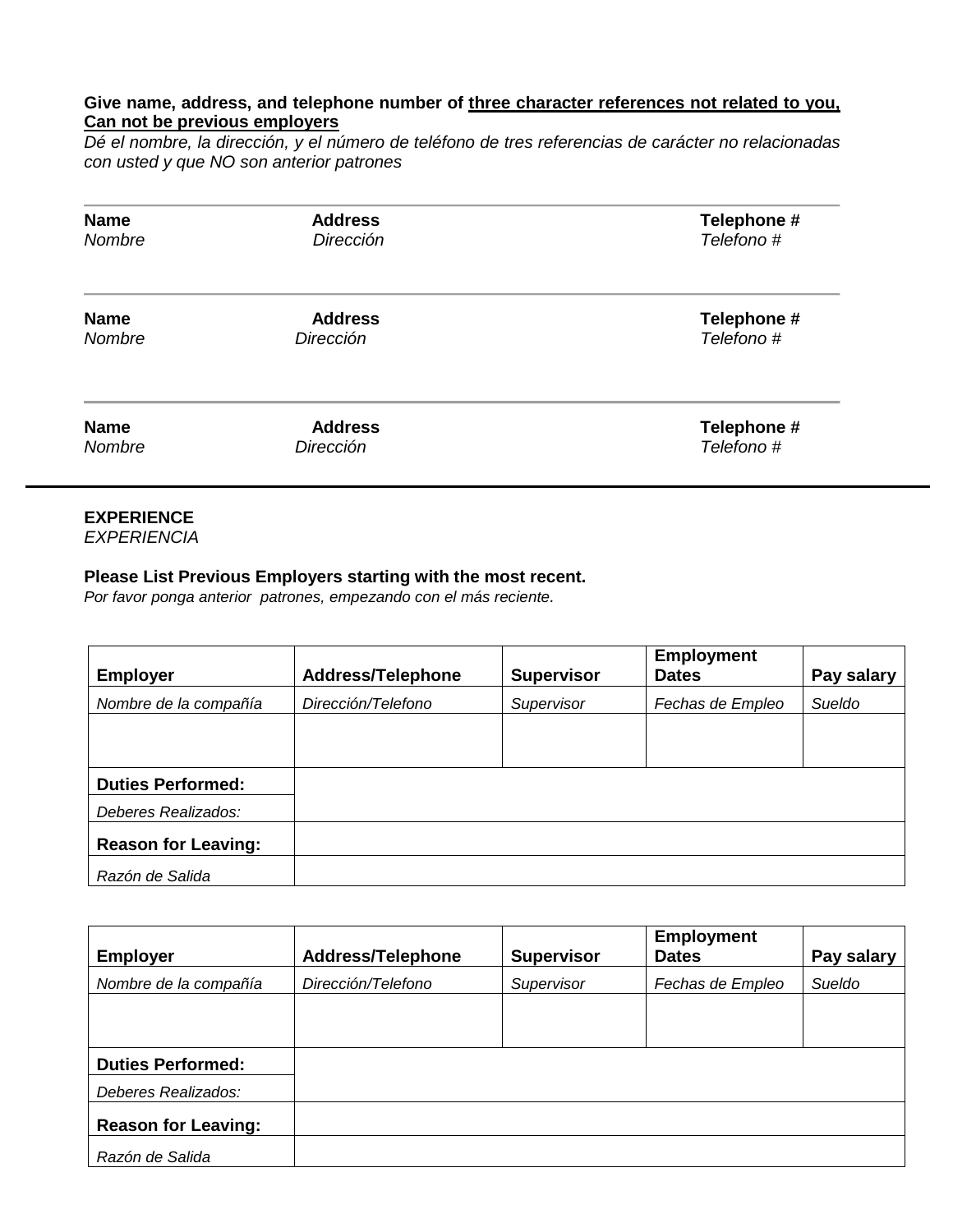**Give name, address, and telephone number of <u>three character references not related to you, Can not be previous employers</u>**
*Dé el nombre, la dirección, y el número de teléfono de tres referencias de carácter no relacionadas con usted y que NO son anterior patrones*

---

| **Name** *Nombre* | **Address** *Dirección* | **Telephone #** *Telefono #* |
|---|---|---|
| | | |

---

| **Name** *Nombre* | **Address** *Dirección* | **Telephone #** *Telefono #* |
|---|---|---|
| | | |

---

| **Name** *Nombre* | **Address** *Dirección* | **Telephone #** *Telefono #* |
|---|---|---|
| | | |

---

**EXPERIENCE**
*EXPERIENCIA*

**Please List Previous Employers starting with the most recent.**
*Por favor ponga anterior patrones, empezando con el más reciente.*

| **Employer** | **Address/Telephone** | **Supervisor** | **Employment Dates** | **Pay salary** |
|---|---|---|---|---|
| *Nombre de la compañía* | *Dirección/Telefono* | *Supervisor* | *Fechas de Empleo* | *Sueldo* |
| | | | | |
| **Duties Performed:** *Deberes Realizados:* | | | | |
| **Reason for Leaving:** | | | | |
| *Razón de Salida* | | | | |

| **Employer** | **Address/Telephone** | **Supervisor** | **Employment Dates** | **Pay salary** |
|---|---|---|---|---|
| *Nombre de la compañía* | *Dirección/Telefono* | *Supervisor* | *Fechas de Empleo* | *Sueldo* |
| | | | | |
| **Duties Performed:** *Deberes Realizados:* | | | | |
| **Reason for Leaving:** | | | | |
| *Razón de Salida* | | | | |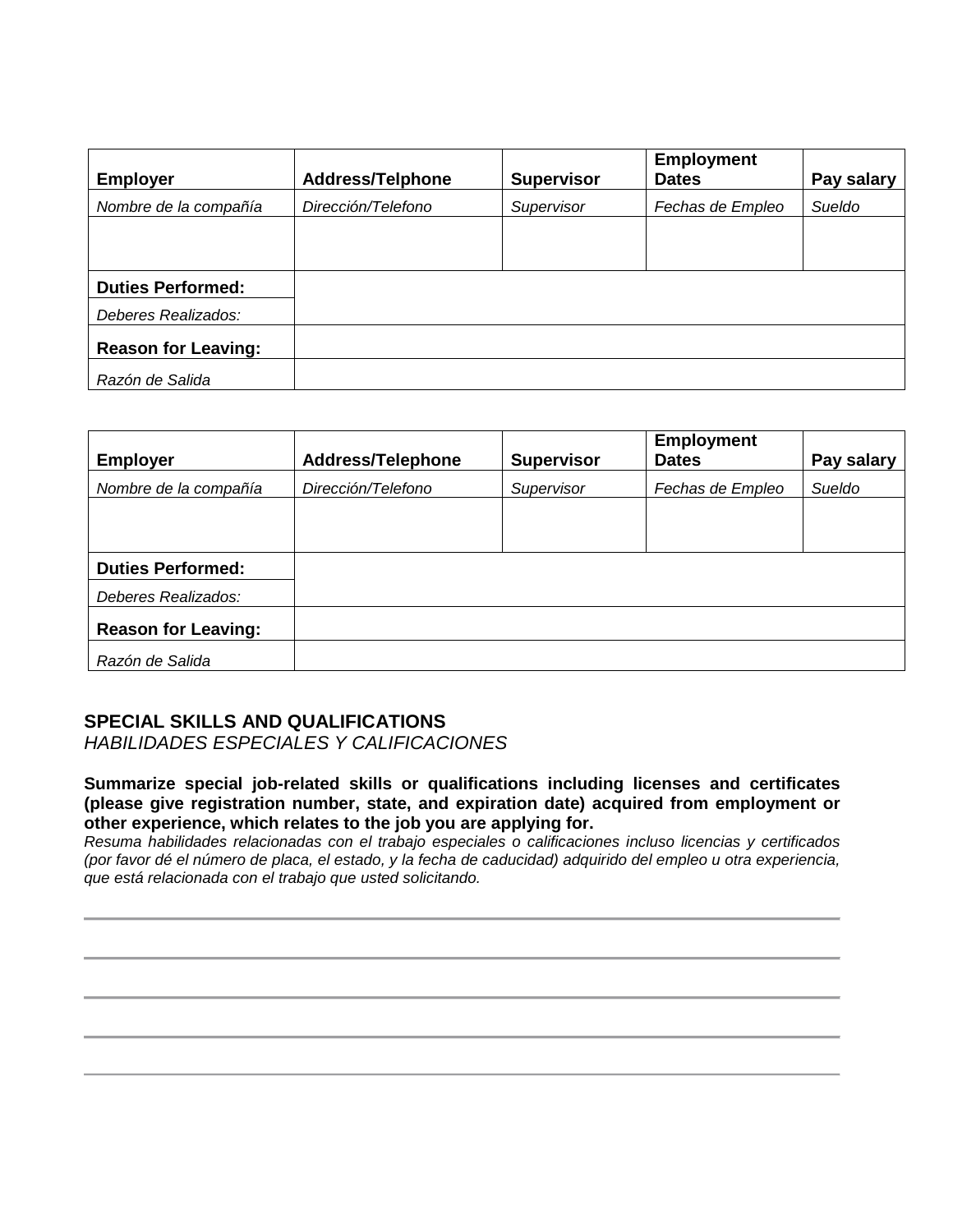| **Employer** | **Address/Telphone** | **Supervisor** | **Employment Dates** | **Pay salary** |
|---|---|---|---|---|
| *Nombre de la compañía* | *Dirección/Telefono* | *Supervisor* | *Fechas de Empleo* | *Sueldo* |
| | | | | |
| **Duties Performed:** | | | | |
| *Deberes Realizados:* | | | | |
| **Reason for Leaving:** | | | | |
| *Razón de Salida* | | | | |

| **Employer** | **Address/Telephone** | **Supervisor** | **Employment Dates** | **Pay salary** |
|---|---|---|---|---|
| *Nombre de la compañía* | *Dirección/Telefono* | *Supervisor* | *Fechas de Empleo* | *Sueldo* |
| | | | | |
| **Duties Performed:** | | | | |
| *Deberes Realizados:* | | | | |
| **Reason for Leaving:** | | | | |
| *Razón de Salida* | | | | |

## SPECIAL SKILLS AND QUALIFICATIONS
*HABILIDADES ESPECIALES Y CALIFICACIONES*

**Summarize special job-related skills or qualifications including licenses and certificates (please give registration number, state, and expiration date) acquired from employment or other experience, which relates to the job you are applying for.**
*Resuma habilidades relacionadas con el trabajo especiales o calificaciones incluso licencias y certificados (por favor dé el número de placa, el estado, y la fecha de caducidad) adquirido del empleo u otra experiencia, que está relacionada con el trabajo que usted solicitando.*

---

---

---

---

---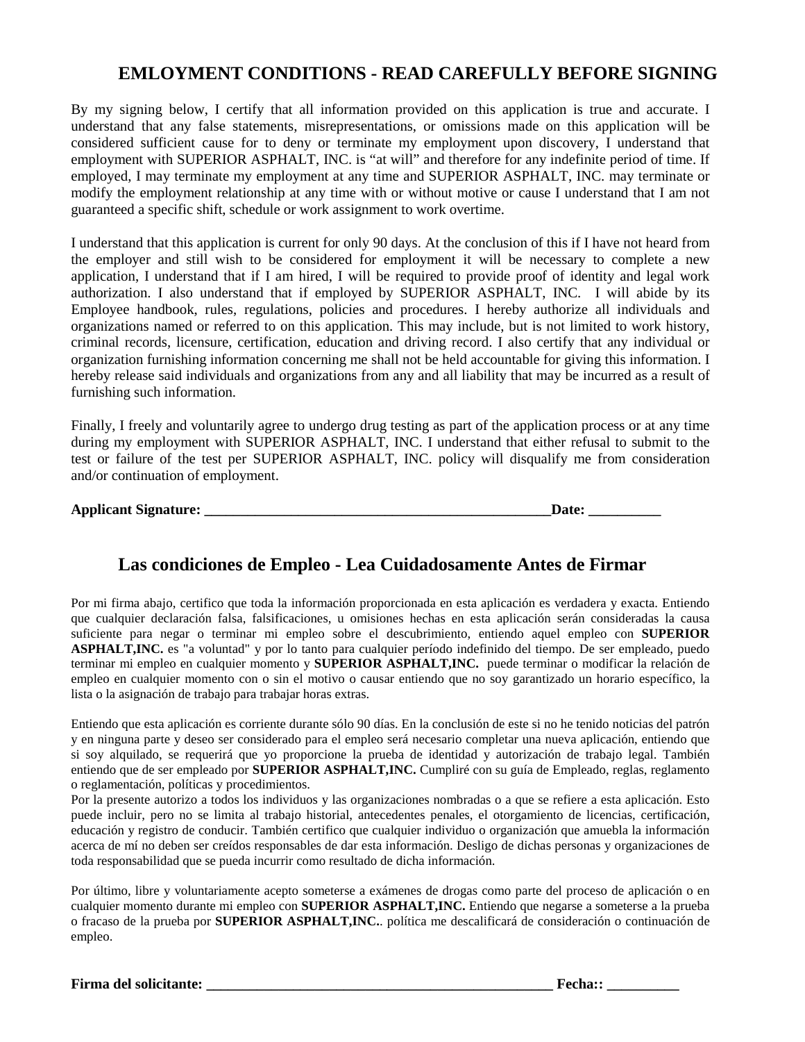## EMLOYMENT CONDITIONS - READ CAREFULLY BEFORE SIGNING

By my signing below, I certify that all information provided on this application is true and accurate. I understand that any false statements, misrepresentations, or omissions made on this application will be considered sufficient cause for to deny or terminate my employment upon discovery, I understand that employment with SUPERIOR ASPHALT, INC. is "at will" and therefore for any indefinite period of time. If employed, I may terminate my employment at any time and SUPERIOR ASPHALT, INC. may terminate or modify the employment relationship at any time with or without motive or cause I understand that I am not guaranteed a specific shift, schedule or work assignment to work overtime.

I understand that this application is current for only 90 days. At the conclusion of this if I have not heard from the employer and still wish to be considered for employment it will be necessary to complete a new application, I understand that if I am hired, I will be required to provide proof of identity and legal work authorization. I also understand that if employed by SUPERIOR ASPHALT, INC. I will abide by its Employee handbook, rules, regulations, policies and procedures. I hereby authorize all individuals and organizations named or referred to on this application. This may include, but is not limited to work history, criminal records, licensure, certification, education and driving record. I also certify that any individual or organization furnishing information concerning me shall not be held accountable for giving this information. I hereby release said individuals and organizations from any and all liability that may be incurred as a result of furnishing such information.

Finally, I freely and voluntarily agree to undergo drug testing as part of the application process or at any time during my employment with SUPERIOR ASPHALT, INC. I understand that either refusal to submit to the test or failure of the test per SUPERIOR ASPHALT, INC. policy will disqualify me from consideration and/or continuation of employment.

**Applicant Signature: ____________________________________________________Date: __________**

## Las condiciones de Empleo - Lea Cuidadosamente Antes de Firmar

Por mi firma abajo, certifico que toda la información proporcionada en esta aplicación es verdadera y exacta. Entiendo que cualquier declaración falsa, falsificaciones, u omisiones hechas en esta aplicación serán consideradas la causa suficiente para negar o terminar mi empleo sobre el descubrimiento, entiendo aquel empleo con **SUPERIOR ASPHALT,INC.** es "a voluntad" y por lo tanto para cualquier período indefinido del tiempo. De ser empleado, puedo terminar mi empleo en cualquier momento y **SUPERIOR ASPHALT,INC.** puede terminar o modificar la relación de empleo en cualquier momento con o sin el motivo o causar entiendo que no soy garantizado un horario específico, la lista o la asignación de trabajo para trabajar horas extras.

Entiendo que esta aplicación es corriente durante sólo 90 días. En la conclusión de este si no he tenido noticias del patrón y en ninguna parte y deseo ser considerado para el empleo será necesario completar una nueva aplicación, entiendo que si soy alquilado, se requerirá que yo proporcione la prueba de identidad y autorización de trabajo legal. También entiendo que de ser empleado por **SUPERIOR ASPHALT,INC.** Cumpliré con su guía de Empleado, reglas, reglamento o reglamentación, políticas y procedimientos.
Por la presente autorizo a todos los individuos y las organizaciones nombradas o a que se refiere a esta aplicación. Esto puede incluir, pero no se limita al trabajo historial, antecedentes penales, el otorgamiento de licencias, certificación, educación y registro de conducir. También certifico que cualquier individuo o organización que amuebla la información acerca de mí no deben ser creídos responsables de dar esta información. Desligo de dichas personas y organizaciones de toda responsabilidad que se pueda incurrir como resultado de dicha información.

Por último, libre y voluntariamente acepto someterse a exámenes de drogas como parte del proceso de aplicación o en cualquier momento durante mi empleo con **SUPERIOR ASPHALT,INC.** Entiendo que negarse a someterse a la prueba o fracaso de la prueba por **SUPERIOR ASPHALT,INC.**. política me descalificará de consideración o continuación de empleo.

**Firma del solicitante: ____________________________________________________ Fecha:: __________**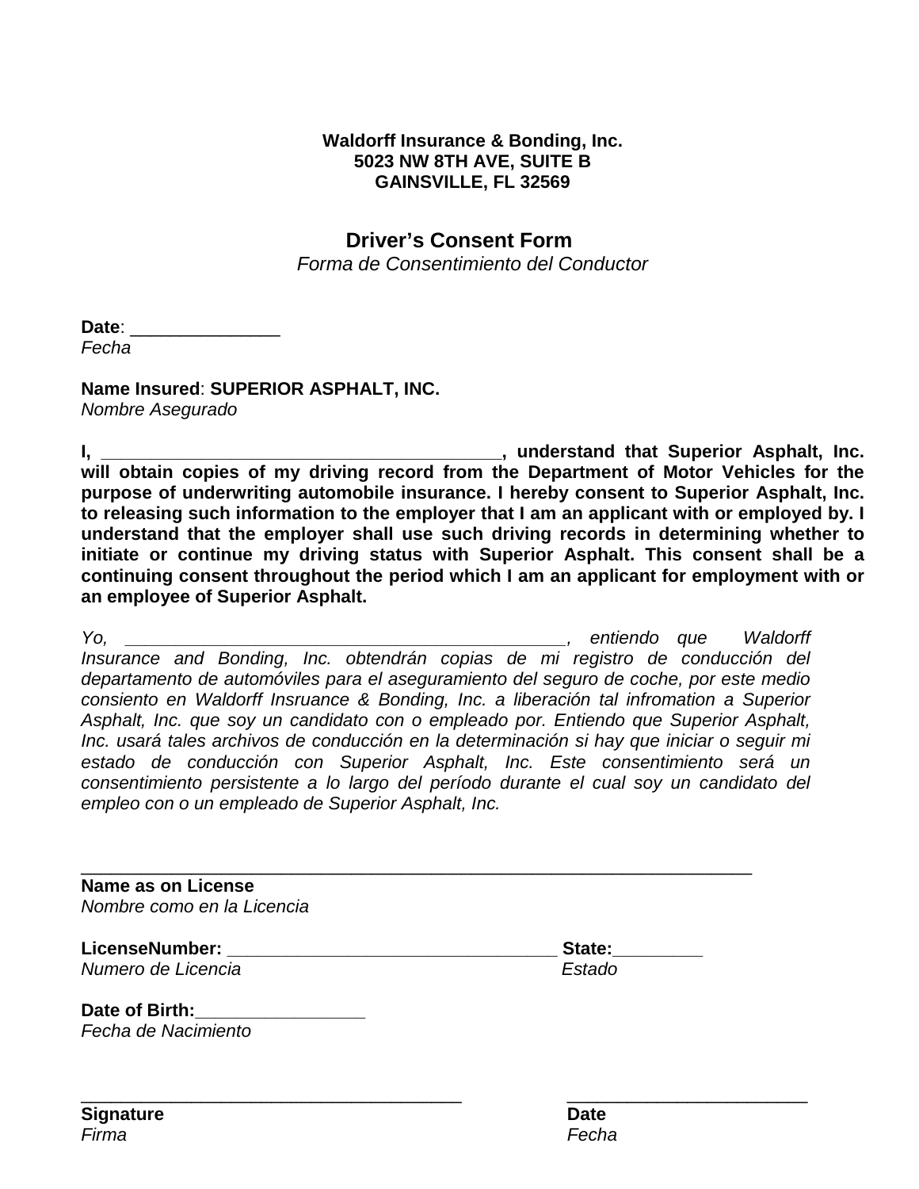**Waldorff Insurance & Bonding, Inc.**
**5023 NW 8TH AVE, SUITE B**
**GAINSVILLE, FL 32569**

## Driver's Consent Form

*Forma de Consentimiento del Conductor*

**Date**: _______________
*Fecha*

**Name Insured**: **SUPERIOR ASPHALT, INC.**
*Nombre Asegurado*

**I, ________________________________________, understand that Superior Asphalt, Inc. will obtain copies of my driving record from the Department of Motor Vehicles for the purpose of underwriting automobile insurance. I hereby consent to Superior Asphalt, Inc. to releasing such information to the employer that I am an applicant with or employed by. I understand that the employer shall use such driving records in determining whether to initiate or continue my driving status with Superior Asphalt. This consent shall be a continuing consent throughout the period which I am an applicant for employment with or an employee of Superior Asphalt.**

*Yo, _____________________________________________, entiendo que Waldorff Insurance and Bonding, Inc. obtendrán copias de mi registro de conducción del departamento de automóviles para el aseguramiento del seguro de coche, por este medio consiento en Waldorff Insruance & Bonding, Inc. a liberación tal infromation a Superior Asphalt, Inc. que soy un candidato con o empleado por. Entiendo que Superior Asphalt, Inc. usará tales archivos de conducción en la determinación si hay que iniciar o seguir mi estado de conducción con Superior Asphalt, Inc. Este consentimiento será un consentimiento persistente a lo largo del período durante el cual soy un candidato del empleo con o un empleado de Superior Asphalt, Inc.*

_____________________________________________________________________
**Name as on License**
*Nombre como en la Licencia*

**LicenseNumber: _________________________________ State:_________**
*Numero de Licencia* *Estado*

**Date of Birth:_________________**
*Fecha de Nacimiento*

_______________________________________ _________________________
**Signature** **Date**
*Firma* *Fecha*